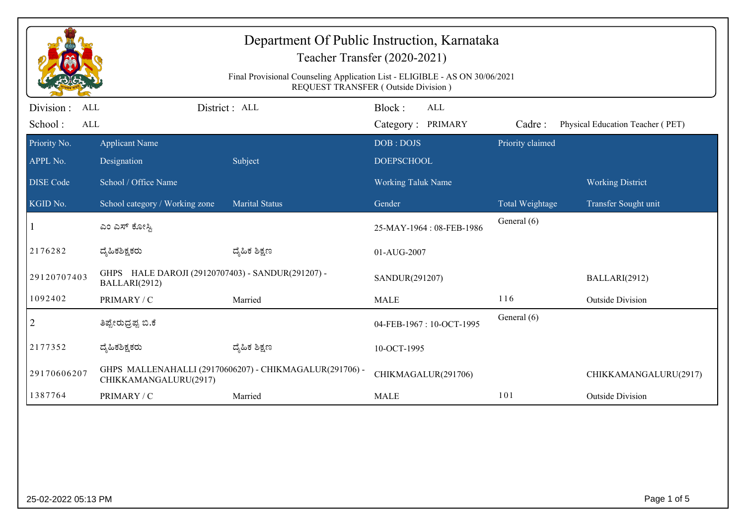# Department Of Public Instruction, Karnataka

Teacher Transfer (2020-2021)

Final Provisional Counseling Application List - ELIGIBLE - AS ON 30/06/2021

REQUEST TRANSFER ( Outside Division )

Division : ALL  District : ALL  Block : ALL

School : ALL  Category : PRIMARY  Cadre : Physical Education Teacher ( PET)

| Priority No. / APPL No. / DISE Code / KGID No. | Applicant Name / Designation / School / Office Name / School category / Working zone | Subject / Marital Status | DOB : DOJS / DOEPSCHOOL / Working Taluk Name / Gender | Priority claimed / Total Weightage | Working District / Transfer Sought unit |
|---|---|---|---|---|---|
| 1 | ಎಂ ಎಸ್ ಕೋಸ್ಗಿ | | 25-MAY-1964 : 08-FEB-1986 | General (6) | |
| 2176282 | ದೈಹಿಕಶಿಕ್ಷಕರು | ದೈಹಿಕ ಶಿಕ್ಷಣ | 01-AUG-2007 | | |
| 29120707403 | GHPS HALE DAROJI (29120707403) - SANDUR(291207) - BALLARI(2912) | | SANDUR(291207) | | BALLARI(2912) |
| 1092402 | PRIMARY / C | Married | MALE | 116 | Outside Division |
| 2 | ತಿಪ್ಪೇರುದ್ರಪ್ಪ ಬಿ.ಕೆ | | 04-FEB-1967 : 10-OCT-1995 | General (6) | |
| 2177352 | ದೈಹಿಕಶಿಕ್ಷಕರು | ದೈಹಿಕ ಶಿಕ್ಷಣ | 10-OCT-1995 | | |
| 29170606207 | GHPS MALLENAHALLI (29170606207) - CHIKMAGALUR(291706) - CHIKKAMANGALURU(2917) | | CHIKMAGALUR(291706) | | CHIKKAMANGALURU(2917) |
| 1387764 | PRIMARY / C | Married | MALE | 101 | Outside Division |

25-02-2022 05:13 PM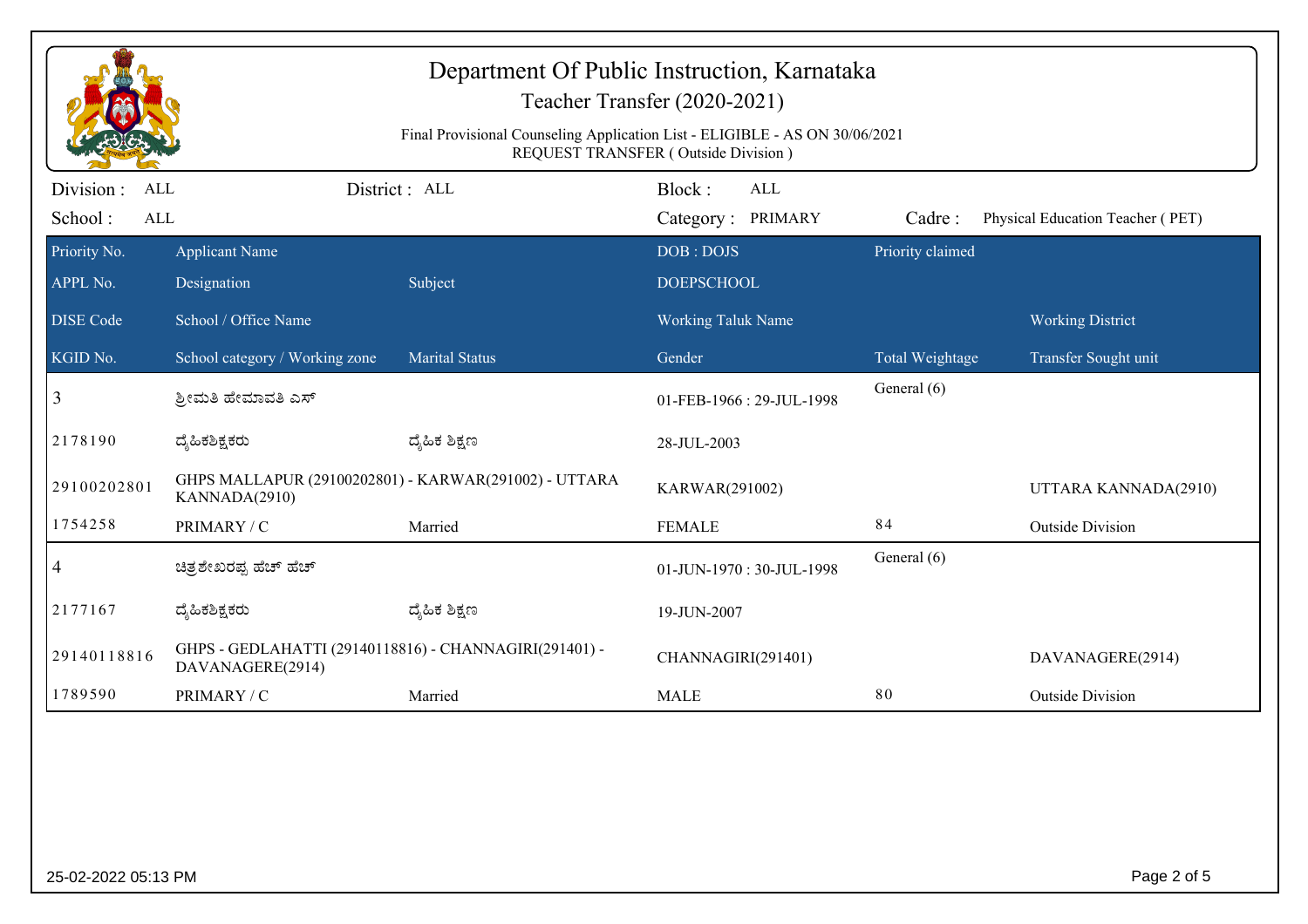# Department Of Public Instruction, Karnataka

## Teacher Transfer (2020-2021)

Final Provisional Counseling Application List - ELIGIBLE - AS ON 30/06/2021

REQUEST TRANSFER ( Outside Division )

Division : ALL &nbsp;&nbsp; District : ALL &nbsp;&nbsp; Block : ALL

School : ALL &nbsp;&nbsp; Category : PRIMARY &nbsp;&nbsp; Cadre : Physical Education Teacher ( PET)

| Priority No. / APPL No. / DISE Code / KGID No. | Applicant Name / Designation / School / Office Name / School category / Working zone | Subject / Marital Status | DOB : DOJS / DOEPSCHOOL / Working Taluk Name / Gender | Priority claimed / Total Weightage | Working District / Transfer Sought unit |
|---|---|---|---|---|---|
| 3 | ಶ್ರೀಮತಿ ಹೇಮಾವತಿ ಎಸ್ | | 01-FEB-1966 : 29-JUL-1998 | General (6) | |
| 2178190 | ದೈಹಿಕಶಿಕ್ಷಕರು | ದೈಹಿಕ ಶಿಕ್ಷಣ | 28-JUL-2003 | | |
| 29100202801 | GHPS MALLAPUR (29100202801) - KARWAR(291002) - UTTARA KANNADA(2910) | | KARWAR(291002) | | UTTARA KANNADA(2910) |
| 1754258 | PRIMARY / C | Married | FEMALE | 84 | Outside Division |
| 4 | ಚಿತ್ರಶೇಖರಪ್ಪ ಹೆಚ್ ಹೆಚ್ | | 01-JUN-1970 : 30-JUL-1998 | General (6) | |
| 2177167 | ದೈಹಿಕಶಿಕ್ಷಕರು | ದೈಹಿಕ ಶಿಕ್ಷಣ | 19-JUN-2007 | | |
| 29140118816 | GHPS - GEDLAHATTI (29140118816) - CHANNAGIRI(291401) - DAVANAGERE(2914) | | CHANNAGIRI(291401) | | DAVANAGERE(2914) |
| 1789590 | PRIMARY / C | Married | MALE | 80 | Outside Division |

25-02-2022 05:13 PM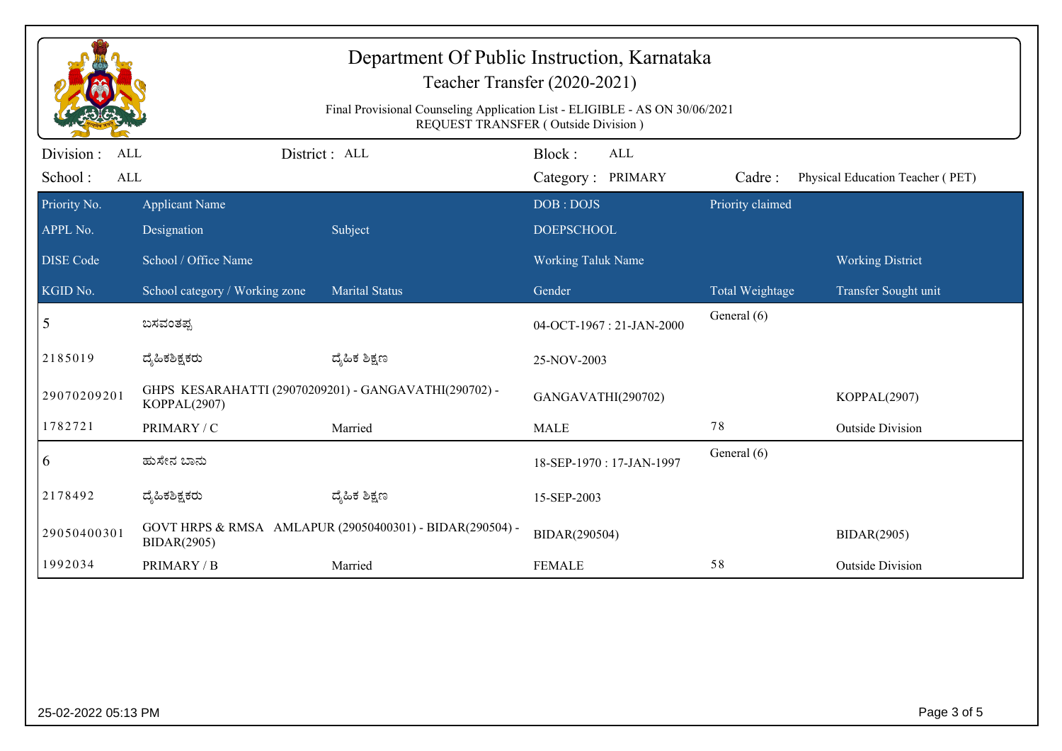# Department Of Public Instruction, Karnataka

## Teacher Transfer (2020-2021)

Final Provisional Counseling Application List - ELIGIBLE - AS ON 30/06/2021
REQUEST TRANSFER ( Outside Division )

| Division : ALL | District : ALL | Block : ALL | |
|---|---|---|---|
| School : ALL | | Category : PRIMARY | Cadre : Physical Education Teacher ( PET) |

| Priority No. / APPL No. / DISE Code / KGID No. | Applicant Name / Designation / School / Office Name / School category / Working zone | Subject / Marital Status | DOB : DOJS / DOEPSCHOOL / Working Taluk Name / Gender | Priority claimed / Total Weightage | Working District / Transfer Sought unit |
|---|---|---|---|---|---|
| 5 | ಬಸವಂತಪ್ಪ | | 04-OCT-1967 : 21-JAN-2000 | General (6) | |
| 2185019 | ದೈಹಿಕಶಿಕ್ಷಕರು | ದೈಹಿಕ ಶಿಕ್ಷಣ | 25-NOV-2003 | | |
| 29070209201 | GHPS KESARAHATTI (29070209201) - GANGAVATHI(290702) - KOPPAL(2907) | | GANGAVATHI(290702) | | KOPPAL(2907) |
| 1782721 | PRIMARY / C | Married | MALE | 78 | Outside Division |
| 6 | ಹುಸೇನ ಬಾನು | | 18-SEP-1970 : 17-JAN-1997 | General (6) | |
| 2178492 | ದೈಹಿಕಶಿಕ್ಷಕರು | ದೈಹಿಕ ಶಿಕ್ಷಣ | 15-SEP-2003 | | |
| 29050400301 | GOVT HRPS & RMSA AMLAPUR (29050400301) - BIDAR(290504) - BIDAR(2905) | | BIDAR(290504) | | BIDAR(2905) |
| 1992034 | PRIMARY / B | Married | FEMALE | 58 | Outside Division |

25-02-2022 05:13 PM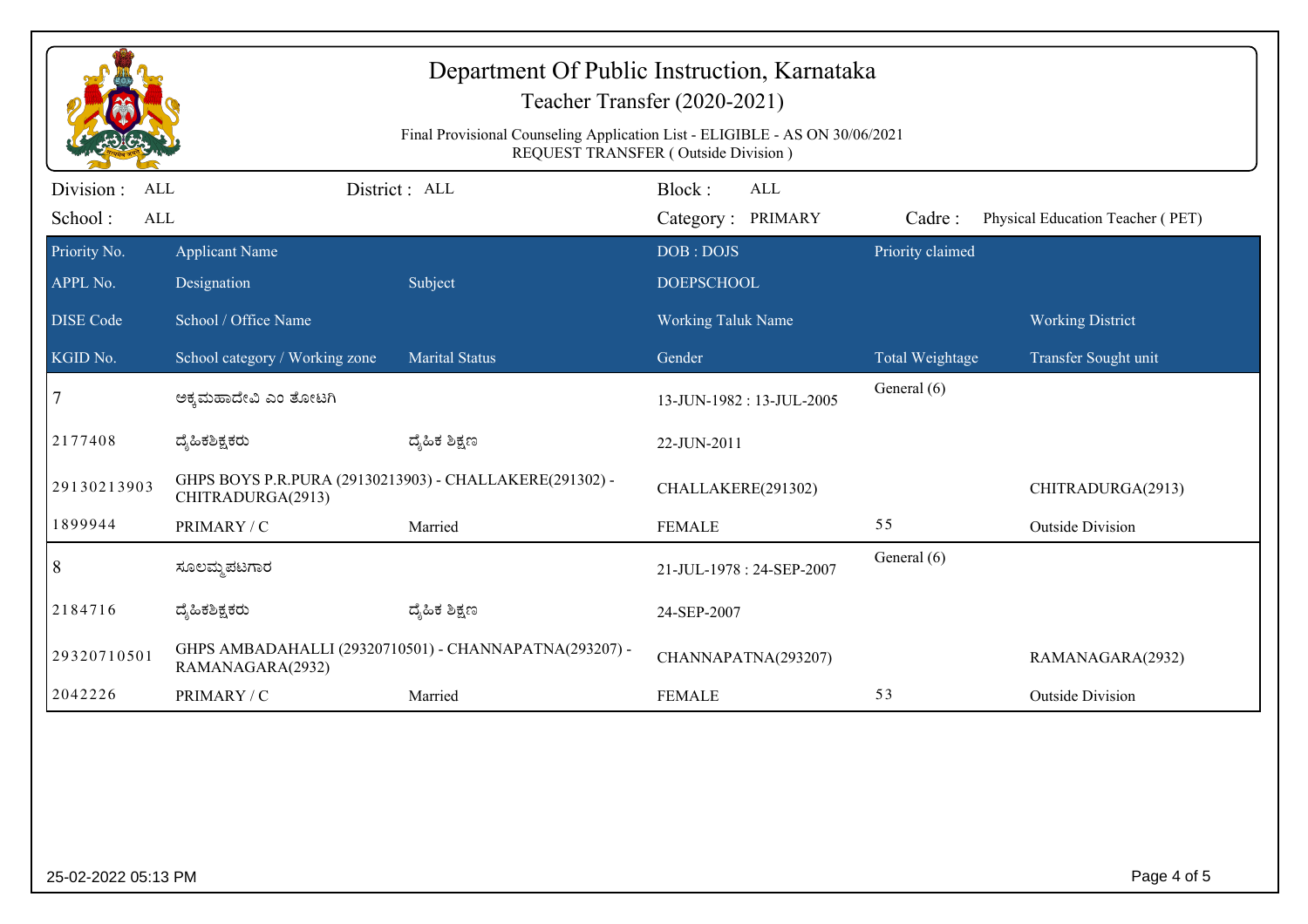# Department Of Public Instruction, Karnataka

## Teacher Transfer (2020-2021)

Final Provisional Counseling Application List - ELIGIBLE - AS ON 30/06/2021
REQUEST TRANSFER ( Outside Division )

Division : ALL | District : ALL | Block : ALL
School : ALL | Category : PRIMARY | Cadre : Physical Education Teacher ( PET)

| Priority No. | Applicant Name | | DOB : DOJS | Priority claimed | |
|---|---|---|---|---|---|
| APPL No. | Designation | Subject | DOEPSCHOOL | | |
| DISE Code | School / Office Name | | Working Taluk Name | | Working District |
| KGID No. | School category / Working zone | Marital Status | Gender | Total Weightage | Transfer Sought unit |
| 7 | ಅಕ್ಕಮಹಾದೇವಿ ಎಂ ತೋಟಗಿ | | 13-JUN-1982 : 13-JUL-2005 | General (6) | |
| 2177408 | ದೈಹಿಕಶಿಕ್ಷಕರು | ದೈಹಿಕ ಶಿಕ್ಷಣ | 22-JUN-2011 | | |
| 29130213903 | GHPS BOYS P.R.PURA (29130213903) - CHALLAKERE(291302) - CHITRADURGA(2913) | | CHALLAKERE(291302) | | CHITRADURGA(2913) |
| 1899944 | PRIMARY / C | Married | FEMALE | 55 | Outside Division |
| 8 | ಸೂಲಮ್ಮಪಟಗಾರ | | 21-JUL-1978 : 24-SEP-2007 | General (6) | |
| 2184716 | ದೈಹಿಕಶಿಕ್ಷಕರು | ದೈಹಿಕ ಶಿಕ್ಷಣ | 24-SEP-2007 | | |
| 29320710501 | GHPS AMBADAHALLI (29320710501) - CHANNAPATNA(293207) - RAMANAGARA(2932) | | CHANNAPATNA(293207) | | RAMANAGARA(2932) |
| 2042226 | PRIMARY / C | Married | FEMALE | 53 | Outside Division |

25-02-2022 05:13 PM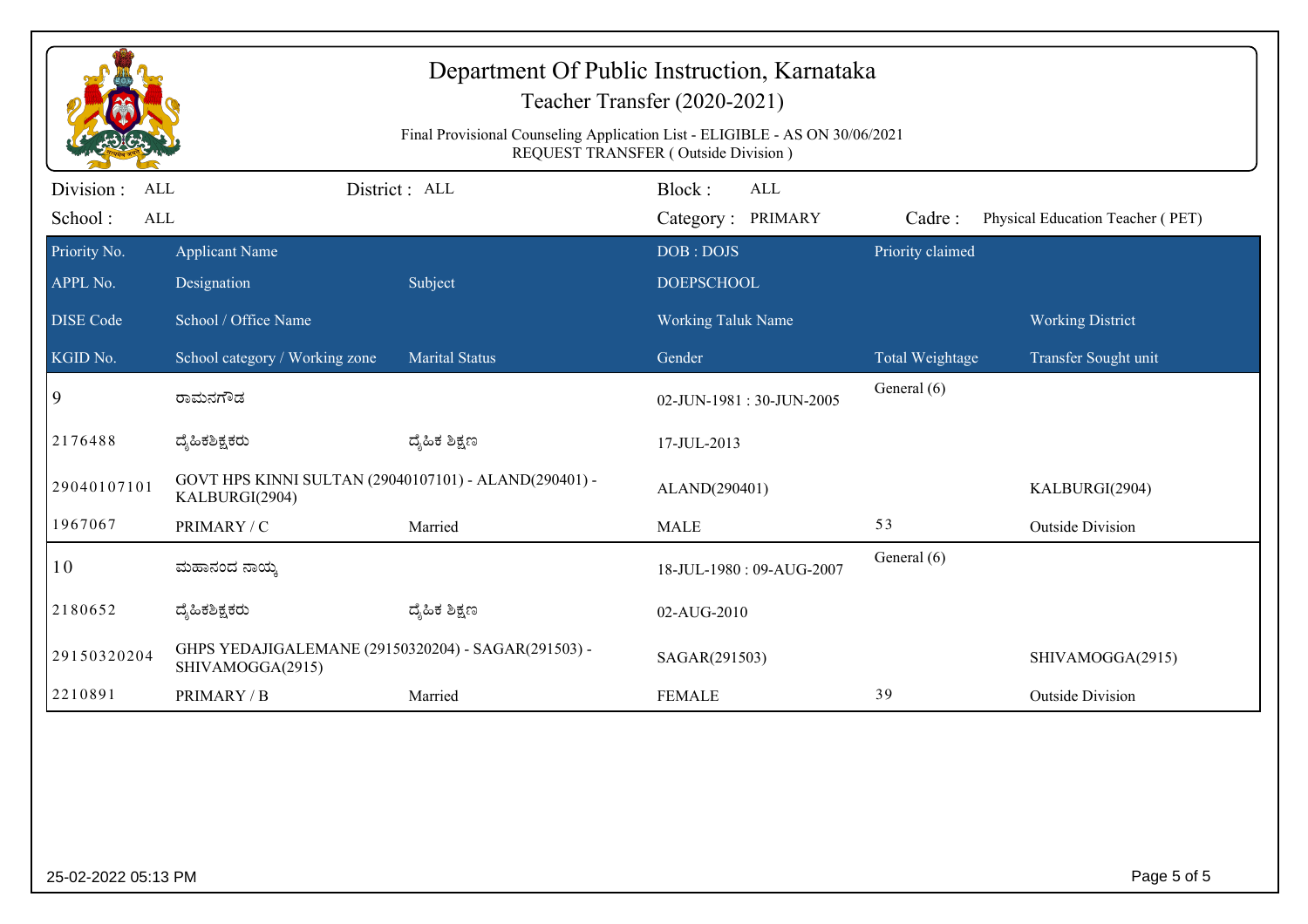# Department Of Public Instruction, Karnataka

Teacher Transfer (2020-2021)

Final Provisional Counseling Application List - ELIGIBLE - AS ON 30/06/2021

REQUEST TRANSFER ( Outside Division )

Division : ALL District : ALL Block : ALL

School : ALL Category : PRIMARY Cadre : Physical Education Teacher ( PET)

| Priority No. / APPL No. / DISE Code / KGID No. | Applicant Name / Designation / School / Office Name / School category / Working zone | Subject / Marital Status | DOB : DOJS / DOEPSCHOOL / Working Taluk Name / Gender | Priority claimed / Total Weightage | Working District / Transfer Sought unit |
|---|---|---|---|---|---|
| 9 | ರಾಮನಗೌಡ | | 02-JUN-1981 : 30-JUN-2005 | General (6) | |
| 2176488 | ದೈಹಿಕಶಿಕ್ಷಕರು | ದೈಹಿಕ ಶಿಕ್ಷಣ | 17-JUL-2013 | | |
| 29040107101 | GOVT HPS KINNI SULTAN (29040107101) - ALAND(290401) - KALBURGI(2904) | | ALAND(290401) | | KALBURGI(2904) |
| 1967067 | PRIMARY / C | Married | MALE | 53 | Outside Division |
| 10 | ಮಹಾನಂದ ನಾಯ್ಕ | | 18-JUL-1980 : 09-AUG-2007 | General (6) | |
| 2180652 | ದೈಹಿಕಶಿಕ್ಷಕರು | ದೈಹಿಕ ಶಿಕ್ಷಣ | 02-AUG-2010 | | |
| 29150320204 | GHPS YEDAJIGALEMANE (29150320204) - SAGAR(291503) - SHIVAMOGGA(2915) | | SAGAR(291503) | | SHIVAMOGGA(2915) |
| 2210891 | PRIMARY / B | Married | FEMALE | 39 | Outside Division |

25-02-2022 05:13 PM